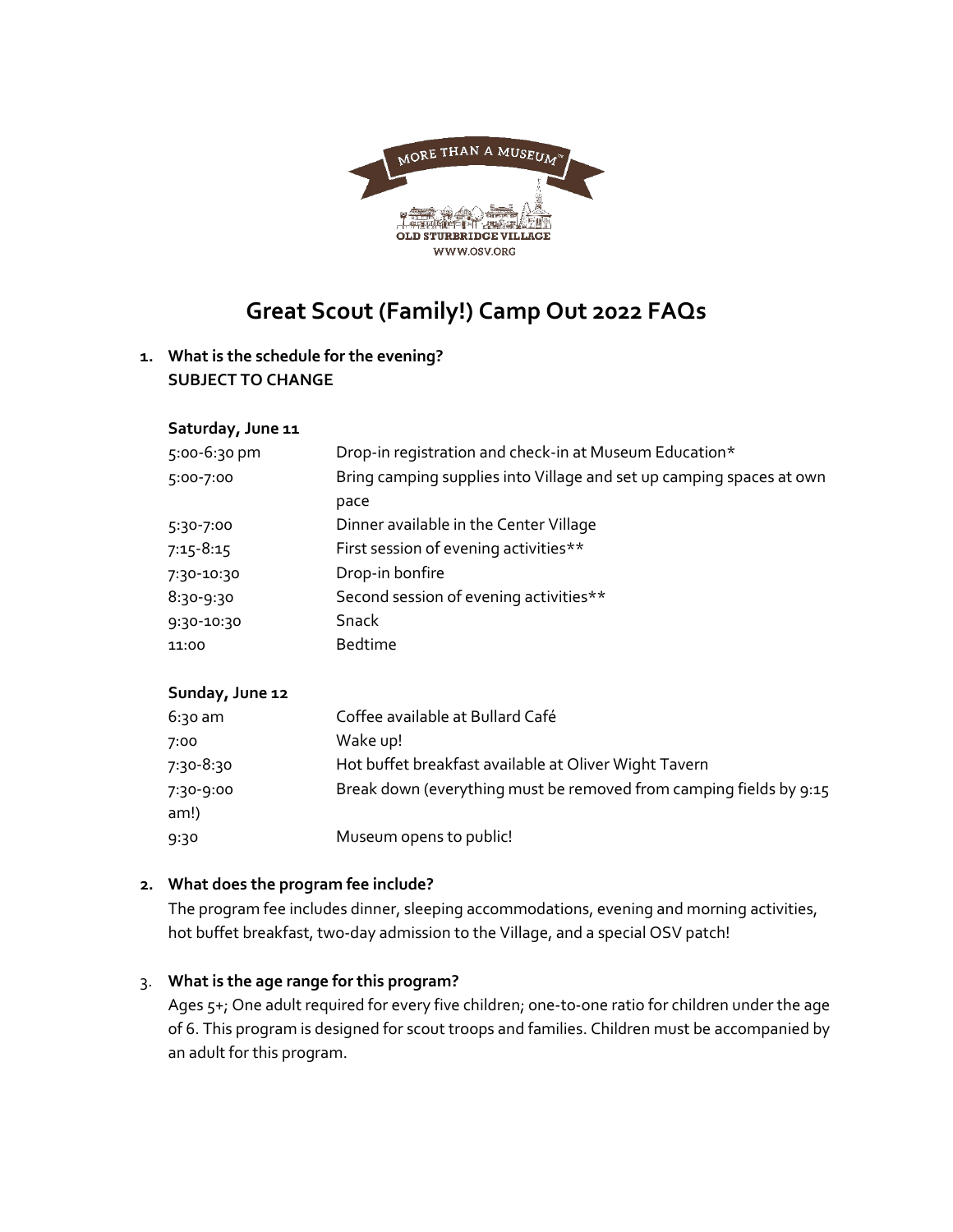MORE THAN A MUSEUM™

OLD STURBRIDGE VILLAGE
WWW.OSV.ORG

# Great Scout (Family!) Camp Out 2022 FAQs

**1. What is the schedule for the evening?**
**SUBJECT TO CHANGE**

**Saturday, June 11**

| | |
|---|---|
| 5:00-6:30 pm | Drop-in registration and check-in at Museum Education* |
| 5:00-7:00 | Bring camping supplies into Village and set up camping spaces at own pace |
| 5:30-7:00 | Dinner available in the Center Village |
| 7:15-8:15 | First session of evening activities** |
| 7:30-10:30 | Drop-in bonfire |
| 8:30-9:30 | Second session of evening activities** |
| 9:30-10:30 | Snack |
| 11:00 | Bedtime |

**Sunday, June 12**

| | |
|---|---|
| 6:30 am | Coffee available at Bullard Café |
| 7:00 | Wake up! |
| 7:30-8:30 | Hot buffet breakfast available at Oliver Wight Tavern |
| 7:30-9:00 | Break down (everything must be removed from camping fields by 9:15 am!) |
| 9:30 | Museum opens to public! |

**2. What does the program fee include?**

The program fee includes dinner, sleeping accommodations, evening and morning activities, hot buffet breakfast, two-day admission to the Village, and a special OSV patch!

**3. What is the age range for this program?**

Ages 5+; One adult required for every five children; one-to-one ratio for children under the age of 6. This program is designed for scout troops and families. Children must be accompanied by an adult for this program.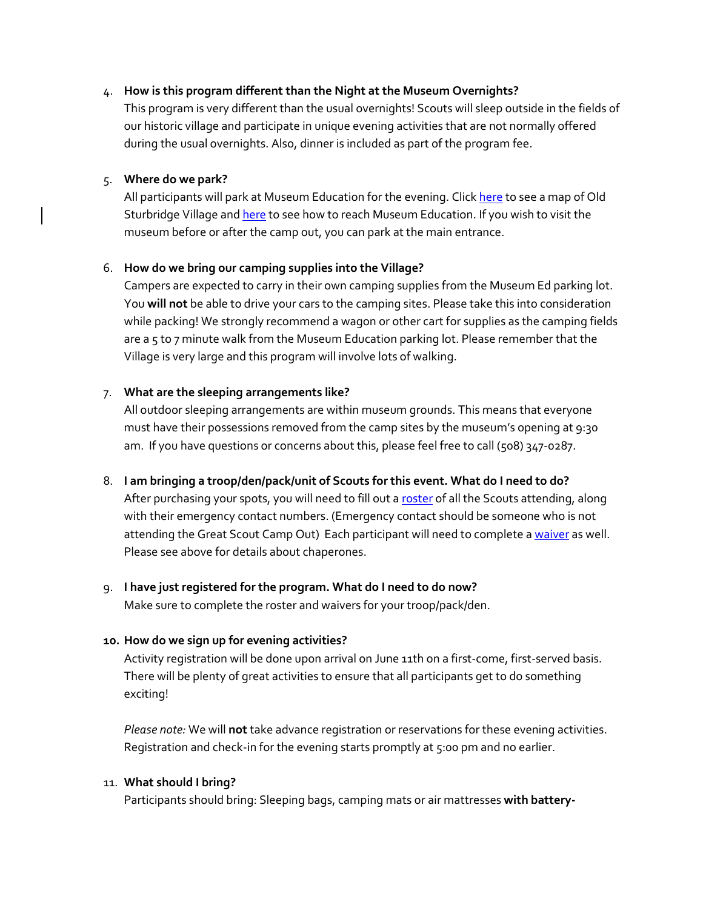4. **How is this program different than the Night at the Museum Overnights?**
   This program is very different than the usual overnights! Scouts will sleep outside in the fields of our historic village and participate in unique evening activities that are not normally offered during the usual overnights. Also, dinner is included as part of the program fee.

5. **Where do we park?**
   All participants will park at Museum Education for the evening. Click here to see a map of Old Sturbridge Village and here to see how to reach Museum Education. If you wish to visit the museum before or after the camp out, you can park at the main entrance.

6. **How do we bring our camping supplies into the Village?**
   Campers are expected to carry in their own camping supplies from the Museum Ed parking lot. You **will not** be able to drive your cars to the camping sites. Please take this into consideration while packing! We strongly recommend a wagon or other cart for supplies as the camping fields are a 5 to 7 minute walk from the Museum Education parking lot. Please remember that the Village is very large and this program will involve lots of walking.

7. **What are the sleeping arrangements like?**
   All outdoor sleeping arrangements are within museum grounds. This means that everyone must have their possessions removed from the camp sites by the museum's opening at 9:30 am. If you have questions or concerns about this, please feel free to call (508) 347-0287.

8. **I am bringing a troop/den/pack/unit of Scouts for this event. What do I need to do?**
   After purchasing your spots, you will need to fill out a roster of all the Scouts attending, along with their emergency contact numbers. (Emergency contact should be someone who is not attending the Great Scout Camp Out) Each participant will need to complete a waiver as well. Please see above for details about chaperones.

9. **I have just registered for the program. What do I need to do now?**
   Make sure to complete the roster and waivers for your troop/pack/den.

10. **How do we sign up for evening activities?**
    Activity registration will be done upon arrival on June 11th on a first-come, first-served basis. There will be plenty of great activities to ensure that all participants get to do something exciting!

    *Please note:* We will **not** take advance registration or reservations for these evening activities. Registration and check-in for the evening starts promptly at 5:00 pm and no earlier.

11. **What should I bring?**
    Participants should bring: Sleeping bags, camping mats or air mattresses **with battery-**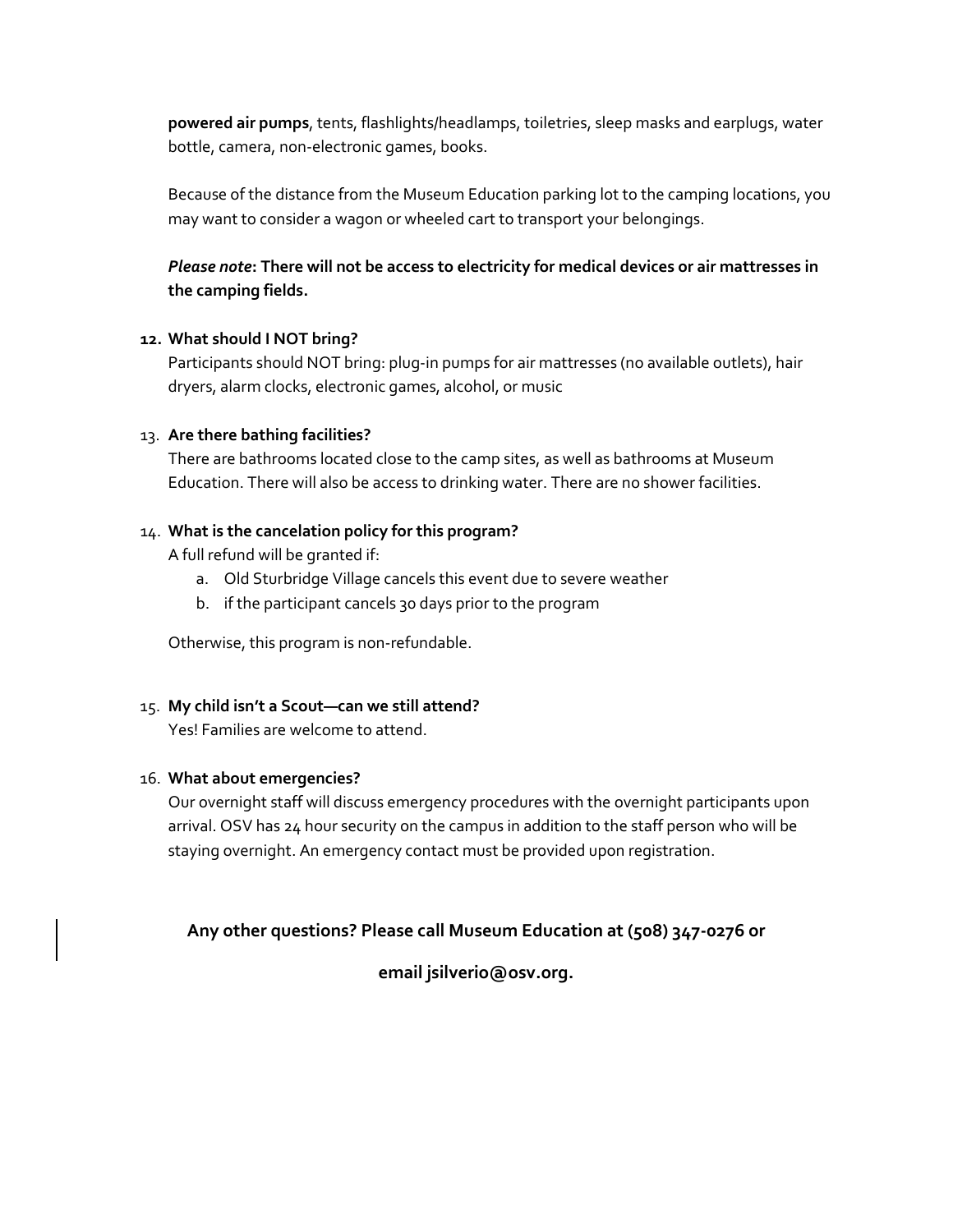**powered air pumps**, tents, flashlights/headlamps, toiletries, sleep masks and earplugs, water bottle, camera, non-electronic games, books.

Because of the distance from the Museum Education parking lot to the camping locations, you may want to consider a wagon or wheeled cart to transport your belongings.

***Please note*: There will not be access to electricity for medical devices or air mattresses in the camping fields.**

12. **What should I NOT bring?**
    Participants should NOT bring: plug-in pumps for air mattresses (no available outlets), hair dryers, alarm clocks, electronic games, alcohol, or music

13. **Are there bathing facilities?**
    There are bathrooms located close to the camp sites, as well as bathrooms at Museum Education. There will also be access to drinking water. There are no shower facilities.

14. **What is the cancelation policy for this program?**
    A full refund will be granted if:
    a. Old Sturbridge Village cancels this event due to severe weather
    b. if the participant cancels 30 days prior to the program

    Otherwise, this program is non-refundable.

15. **My child isn't a Scout—can we still attend?**
    Yes! Families are welcome to attend.

16. **What about emergencies?**
    Our overnight staff will discuss emergency procedures with the overnight participants upon arrival. OSV has 24 hour security on the campus in addition to the staff person who will be staying overnight. An emergency contact must be provided upon registration.

**Any other questions? Please call Museum Education at (508) 347-0276 or**

**email jsilverio@osv.org.**